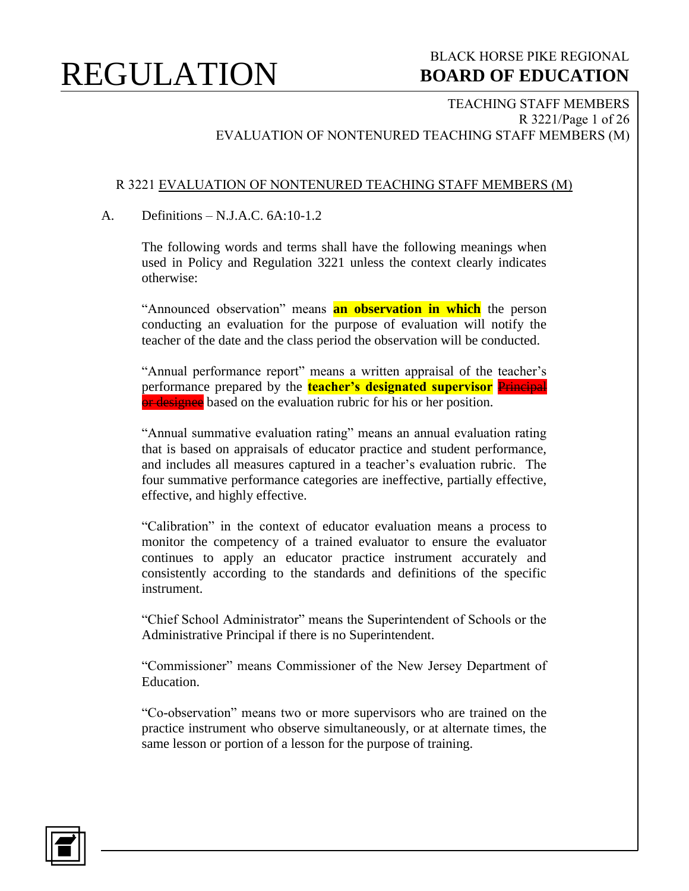# REGULATION

BLACK HORSE PIKE REGIONAL
**BOARD OF EDUCATION**

TEACHING STAFF MEMBERS
R 3221/Page 1 of 26
EVALUATION OF NONTENURED TEACHING STAFF MEMBERS (M)

## R 3221 EVALUATION OF NONTENURED TEACHING STAFF MEMBERS (M)

A. Definitions – N.J.A.C. 6A:10-1.2

The following words and terms shall have the following meanings when used in Policy and Regulation 3221 unless the context clearly indicates otherwise:

"Announced observation" means **an observation in which** the person conducting an evaluation for the purpose of evaluation will notify the teacher of the date and the class period the observation will be conducted.

"Annual performance report" means a written appraisal of the teacher's performance prepared by the **teacher's designated supervisor** ~~Principal or designee~~ based on the evaluation rubric for his or her position.

"Annual summative evaluation rating" means an annual evaluation rating that is based on appraisals of educator practice and student performance, and includes all measures captured in a teacher's evaluation rubric. The four summative performance categories are ineffective, partially effective, effective, and highly effective.

"Calibration" in the context of educator evaluation means a process to monitor the competency of a trained evaluator to ensure the evaluator continues to apply an educator practice instrument accurately and consistently according to the standards and definitions of the specific instrument.

"Chief School Administrator" means the Superintendent of Schools or the Administrative Principal if there is no Superintendent.

"Commissioner" means Commissioner of the New Jersey Department of Education.

"Co-observation" means two or more supervisors who are trained on the practice instrument who observe simultaneously, or at alternate times, the same lesson or portion of a lesson for the purpose of training.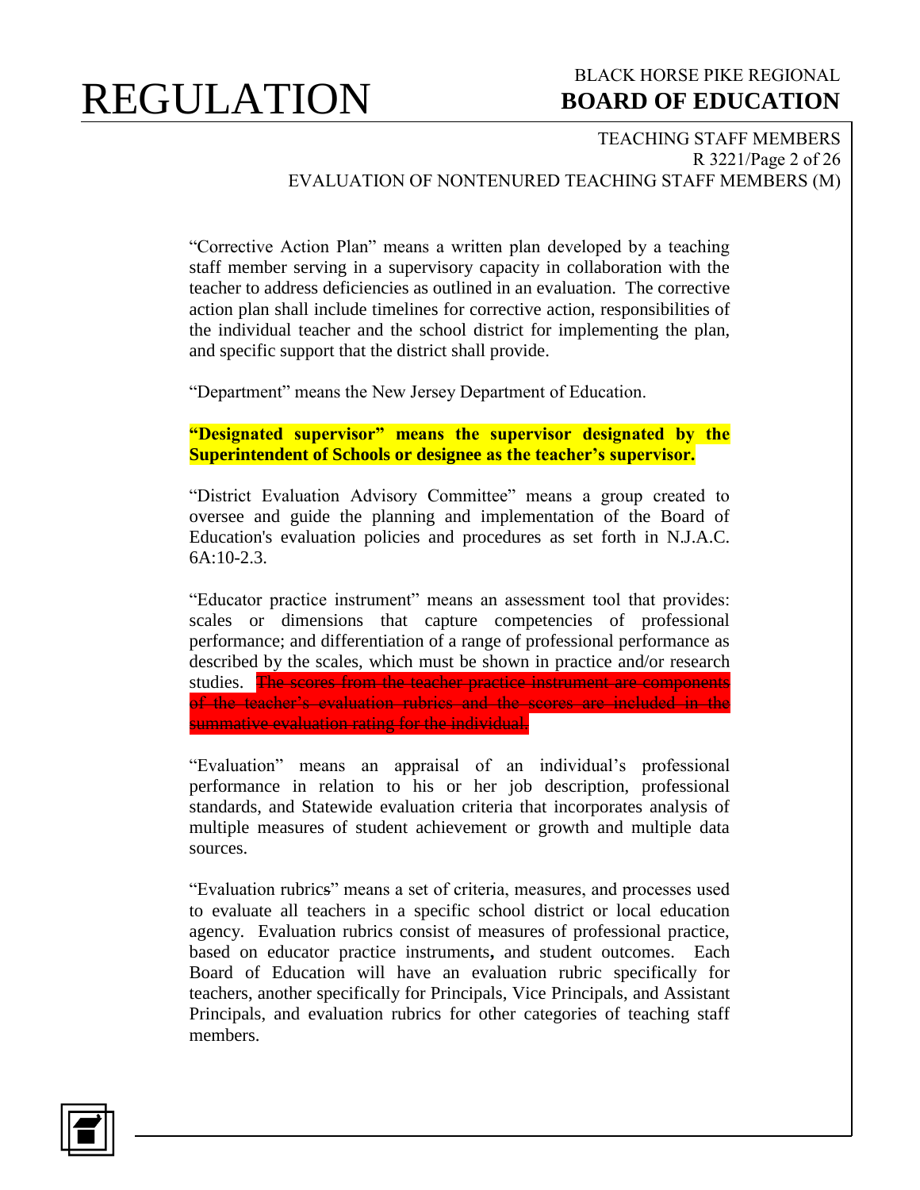"Corrective Action Plan" means a written plan developed by a teaching staff member serving in a supervisory capacity in collaboration with the teacher to address deficiencies as outlined in an evaluation. The corrective action plan shall include timelines for corrective action, responsibilities of the individual teacher and the school district for implementing the plan, and specific support that the district shall provide.

"Department" means the New Jersey Department of Education.

**"Designated supervisor" means the supervisor designated by the Superintendent of Schools or designee as the teacher's supervisor.**

"District Evaluation Advisory Committee" means a group created to oversee and guide the planning and implementation of the Board of Education's evaluation policies and procedures as set forth in N.J.A.C. 6A:10-2.3.

"Educator practice instrument" means an assessment tool that provides: scales or dimensions that capture competencies of professional performance; and differentiation of a range of professional performance as described by the scales, which must be shown in practice and/or research studies. ~~The scores from the teacher practice instrument are components of the teacher's evaluation rubrics and the scores are included in the summative evaluation rating for the individual.~~

"Evaluation" means an appraisal of an individual's professional performance in relation to his or her job description, professional standards, and Statewide evaluation criteria that incorporates analysis of multiple measures of student achievement or growth and multiple data sources.

"Evaluation rubrics" means a set of criteria, measures, and processes used to evaluate all teachers in a specific school district or local education agency. Evaluation rubrics consist of measures of professional practice, based on educator practice instruments**,** and student outcomes. Each Board of Education will have an evaluation rubric specifically for teachers, another specifically for Principals, Vice Principals, and Assistant Principals, and evaluation rubrics for other categories of teaching staff members.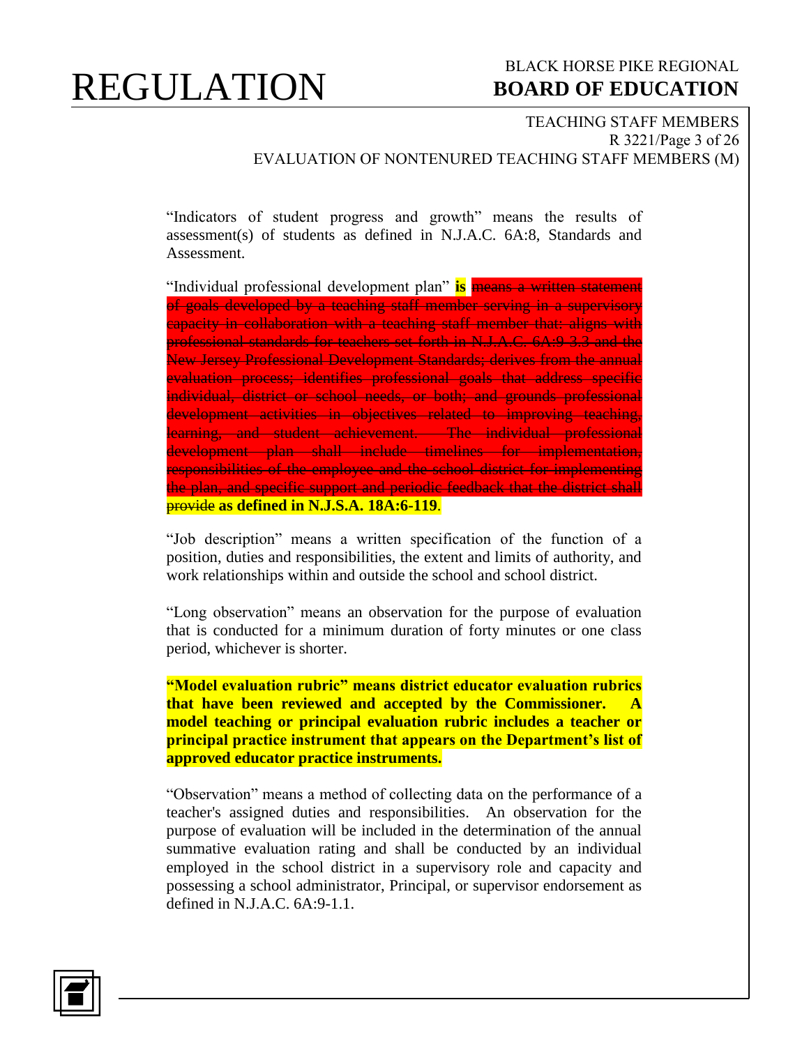"Indicators of student progress and growth" means the results of assessment(s) of students as defined in N.J.A.C. 6A:8, Standards and Assessment.

"Individual professional development plan" **is** ~~means a written statement of goals developed by a teaching staff member serving in a supervisory capacity in collaboration with a teaching staff member that: aligns with professional standards for teachers set forth in N.J.A.C. 6A:9-3.3 and the New Jersey Professional Development Standards; derives from the annual evaluation process; identifies professional goals that address specific individual, district or school needs, or both; and grounds professional development activities in objectives related to improving teaching, learning, and student achievement. The individual professional development plan shall include timelines for implementation, responsibilities of the employee and the school district for implementing the plan, and specific support and periodic feedback that the district shall provide~~ **as defined in N.J.S.A. 18A:6-119**.

"Job description" means a written specification of the function of a position, duties and responsibilities, the extent and limits of authority, and work relationships within and outside the school and school district.

"Long observation" means an observation for the purpose of evaluation that is conducted for a minimum duration of forty minutes or one class period, whichever is shorter.

**"Model evaluation rubric" means district educator evaluation rubrics that have been reviewed and accepted by the Commissioner. A model teaching or principal evaluation rubric includes a teacher or principal practice instrument that appears on the Department's list of approved educator practice instruments.**

"Observation" means a method of collecting data on the performance of a teacher's assigned duties and responsibilities. An observation for the purpose of evaluation will be included in the determination of the annual summative evaluation rating and shall be conducted by an individual employed in the school district in a supervisory role and capacity and possessing a school administrator, Principal, or supervisor endorsement as defined in N.J.A.C. 6A:9-1.1.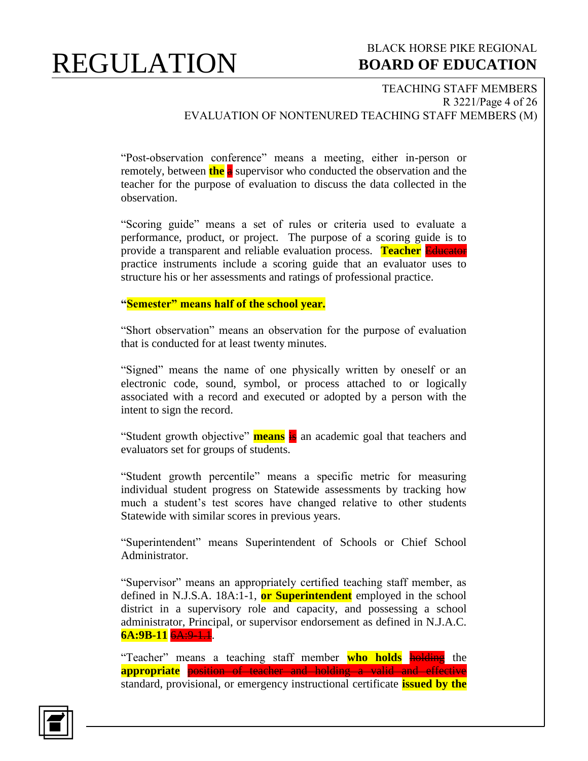"Post-observation conference" means a meeting, either in-person or remotely, between **the** ~~a~~ supervisor who conducted the observation and the teacher for the purpose of evaluation to discuss the data collected in the observation.

"Scoring guide" means a set of rules or criteria used to evaluate a performance, product, or project. The purpose of a scoring guide is to provide a transparent and reliable evaluation process. **Teacher** ~~Educator~~ practice instruments include a scoring guide that an evaluator uses to structure his or her assessments and ratings of professional practice.

**"Semester" means half of the school year.**

"Short observation" means an observation for the purpose of evaluation that is conducted for at least twenty minutes.

"Signed" means the name of one physically written by oneself or an electronic code, sound, symbol, or process attached to or logically associated with a record and executed or adopted by a person with the intent to sign the record.

"Student growth objective" **means** ~~is~~ an academic goal that teachers and evaluators set for groups of students.

"Student growth percentile" means a specific metric for measuring individual student progress on Statewide assessments by tracking how much a student's test scores have changed relative to other students Statewide with similar scores in previous years.

"Superintendent" means Superintendent of Schools or Chief School Administrator.

"Supervisor" means an appropriately certified teaching staff member, as defined in N.J.S.A. 18A:1-1, **or Superintendent** employed in the school district in a supervisory role and capacity, and possessing a school administrator, Principal, or supervisor endorsement as defined in N.J.A.C. **6A:9B-11** ~~6A:9-1.1~~.

"Teacher" means a teaching staff member **who holds** ~~holding~~ the **appropriate** ~~position of teacher and holding a valid and effective~~ standard, provisional, or emergency instructional certificate **issued by the**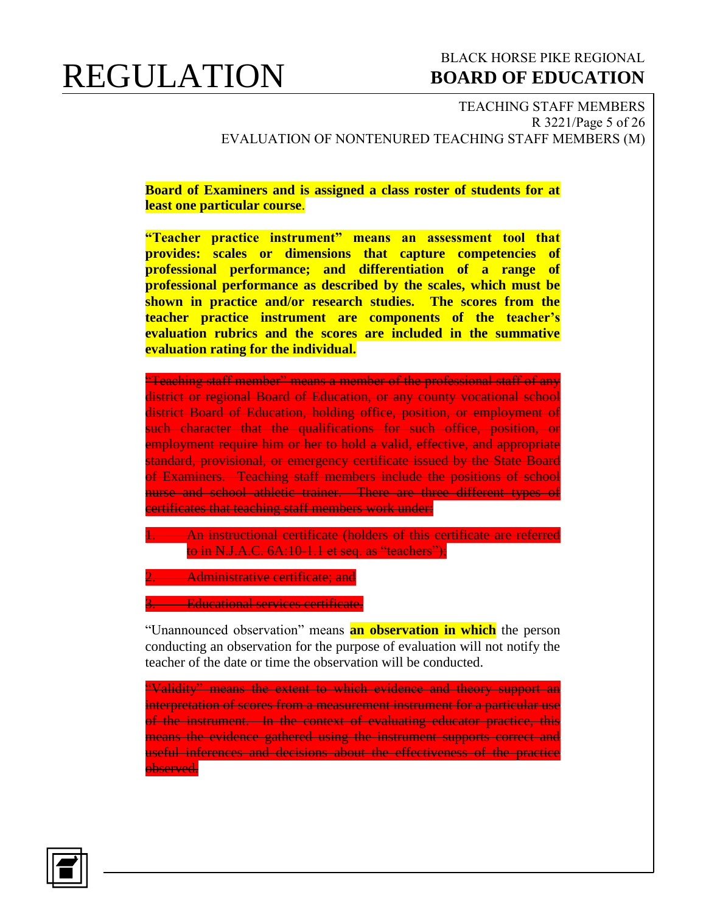**Board of Examiners and is assigned a class roster of students for at least one particular course**.

**"Teacher practice instrument" means an assessment tool that provides: scales or dimensions that capture competencies of professional performance; and differentiation of a range of professional performance as described by the scales, which must be shown in practice and/or research studies. The scores from the teacher practice instrument are components of the teacher's evaluation rubrics and the scores are included in the summative evaluation rating for the individual.**

~~"Teaching staff member" means a member of the professional staff of any district or regional Board of Education, or any county vocational school district Board of Education, holding office, position, or employment of such character that the qualifications for such office, position, or employment require him or her to hold a valid, effective, and appropriate standard, provisional, or emergency certificate issued by the State Board of Examiners. Teaching staff members include the positions of school nurse and school athletic trainer. There are three different types of certificates that teaching staff members work under:~~

~~1. An instructional certificate (holders of this certificate are referred to in N.J.A.C. 6A:10-1.1 et seq. as "teachers");~~

~~2. Administrative certificate; and~~

~~3. Educational services certificate.~~

"Unannounced observation" means **an observation in which** the person conducting an observation for the purpose of evaluation will not notify the teacher of the date or time the observation will be conducted.

~~"Validity" means the extent to which evidence and theory support an interpretation of scores from a measurement instrument for a particular use of the instrument. In the context of evaluating educator practice, this means the evidence gathered using the instrument supports correct and useful inferences and decisions about the effectiveness of the practice observed.~~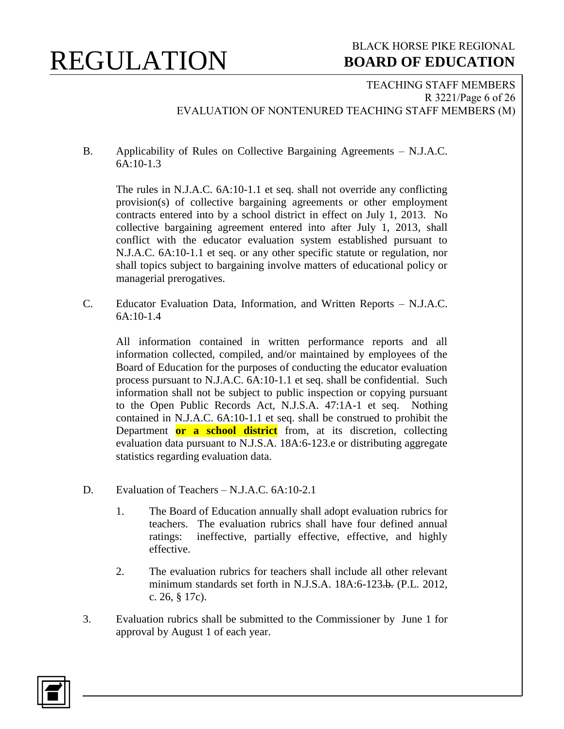B. Applicability of Rules on Collective Bargaining Agreements – N.J.A.C. 6A:10-1.3

The rules in N.J.A.C. 6A:10-1.1 et seq. shall not override any conflicting provision(s) of collective bargaining agreements or other employment contracts entered into by a school district in effect on July 1, 2013. No collective bargaining agreement entered into after July 1, 2013, shall conflict with the educator evaluation system established pursuant to N.J.A.C. 6A:10-1.1 et seq. or any other specific statute or regulation, nor shall topics subject to bargaining involve matters of educational policy or managerial prerogatives.

C. Educator Evaluation Data, Information, and Written Reports – N.J.A.C. 6A:10-1.4

All information contained in written performance reports and all information collected, compiled, and/or maintained by employees of the Board of Education for the purposes of conducting the educator evaluation process pursuant to N.J.A.C. 6A:10-1.1 et seq. shall be confidential. Such information shall not be subject to public inspection or copying pursuant to the Open Public Records Act, N.J.S.A. 47:1A-1 et seq. Nothing contained in N.J.A.C. 6A:10-1.1 et seq. shall be construed to prohibit the Department **or a school district** from, at its discretion, collecting evaluation data pursuant to N.J.S.A. 18A:6-123.e or distributing aggregate statistics regarding evaluation data.

D. Evaluation of Teachers – N.J.A.C. 6A:10-2.1

1. The Board of Education annually shall adopt evaluation rubrics for teachers. The evaluation rubrics shall have four defined annual ratings: ineffective, partially effective, effective, and highly effective.

2. The evaluation rubrics for teachers shall include all other relevant minimum standards set forth in N.J.S.A. 18A:6-123~~.b.~~ (P.L. 2012, c. 26, § 17c).

3. Evaluation rubrics shall be submitted to the Commissioner by June 1 for approval by August 1 of each year.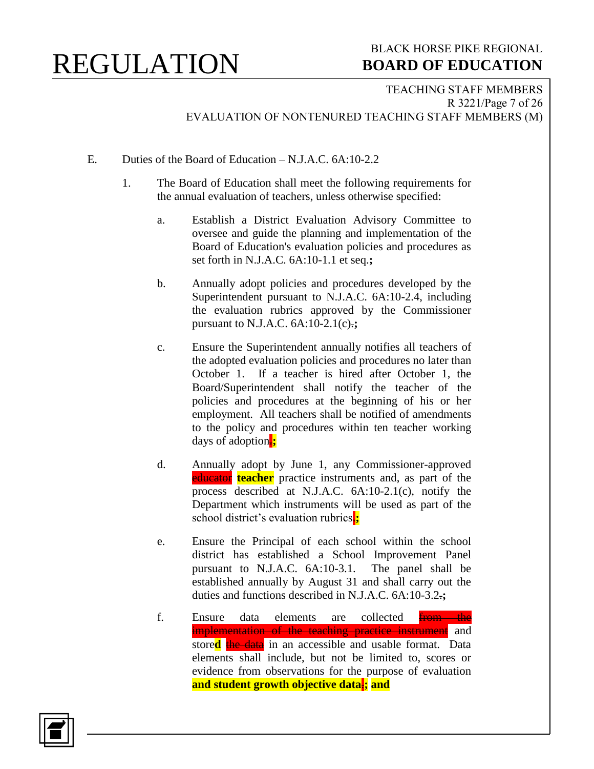E. Duties of the Board of Education – N.J.A.C. 6A:10-2.2

1. The Board of Education shall meet the following requirements for the annual evaluation of teachers, unless otherwise specified:

   a. Establish a District Evaluation Advisory Committee to oversee and guide the planning and implementation of the Board of Education's evaluation policies and procedures as set forth in N.J.A.C. 6A:10-1.1 et seq.**;**

   b. Annually adopt policies and procedures developed by the Superintendent pursuant to N.J.A.C. 6A:10-2.4, including the evaluation rubrics approved by the Commissioner pursuant to N.J.A.C. 6A:10-2.1(c)~~.~~**;**

   c. Ensure the Superintendent annually notifies all teachers of the adopted evaluation policies and procedures no later than October 1. If a teacher is hired after October 1, the Board/Superintendent shall notify the teacher of the policies and procedures at the beginning of his or her employment. All teachers shall be notified of amendments to the policy and procedures within ten teacher working days of adoption~~.~~**;**

   d. Annually adopt by June 1, any Commissioner-approved ~~educator~~ **teacher** practice instruments and, as part of the process described at N.J.A.C. 6A:10-2.1(c), notify the Department which instruments will be used as part of the school district's evaluation rubrics~~.~~**;**

   e. Ensure the Principal of each school within the school district has established a School Improvement Panel pursuant to N.J.A.C. 6A:10-3.1. The panel shall be established annually by August 31 and shall carry out the duties and functions described in N.J.A.C. 6A:10-3.2~~.~~**;**

   f. Ensure data elements are collected ~~from the implementation of the teaching practice instrument~~ and store**d** ~~the data~~ in an accessible and usable format. Data elements shall include, but not be limited to, scores or evidence from observations for the purpose of evaluation **and student growth objective data**~~.~~**; and**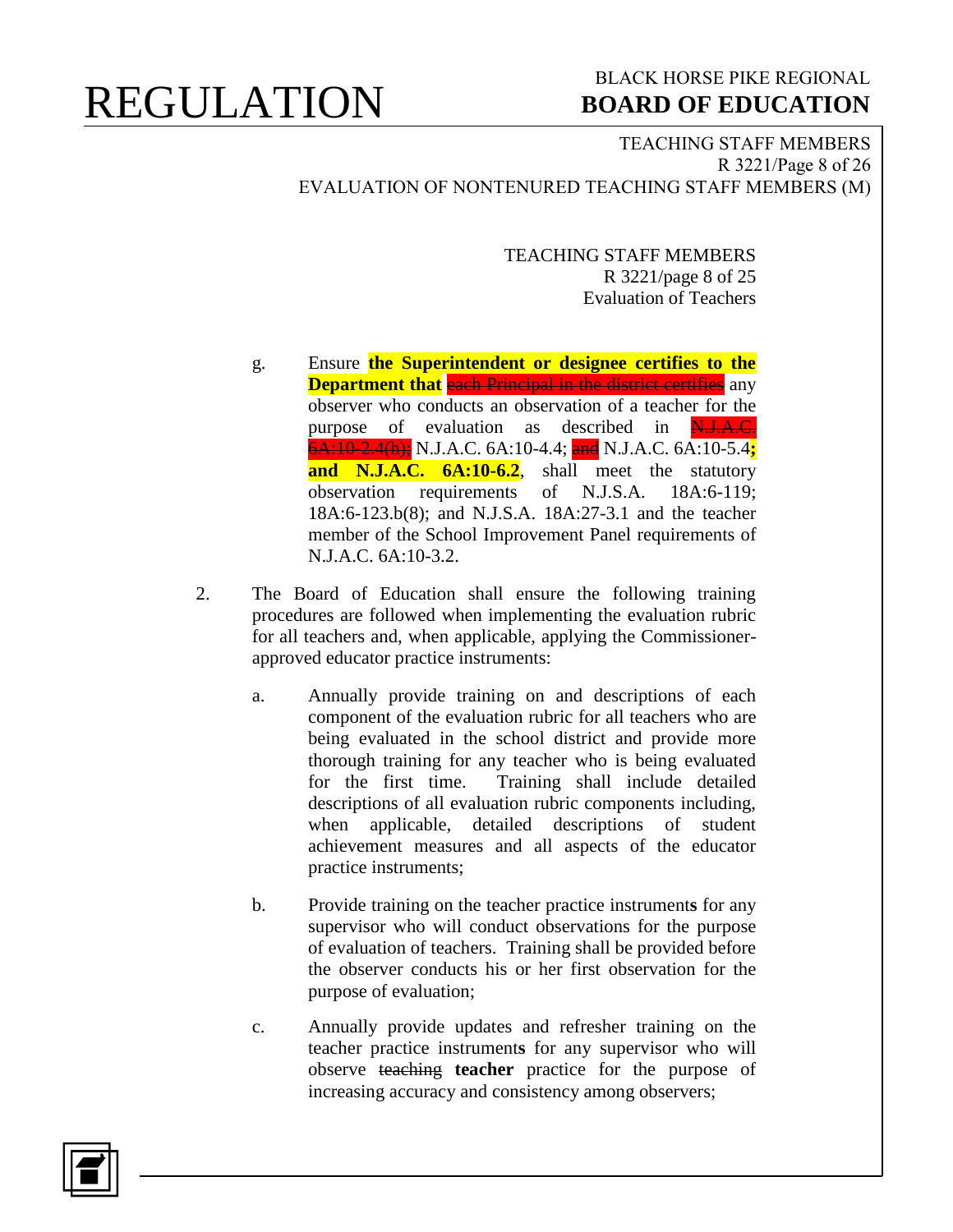g. Ensure **the Superintendent or designee certifies to the Department that** ~~each Principal in the district certifies~~ any observer who conducts an observation of a teacher for the purpose of evaluation as described in ~~N.J.A.C. 6A:10-2.4(h);~~ N.J.A.C. 6A:10-4.4; ~~and~~ N.J.A.C. 6A:10-5.4**; and N.J.A.C. 6A:10-6.2**, shall meet the statutory observation requirements of N.J.S.A. 18A:6-119; 18A:6-123.b(8); and N.J.S.A. 18A:27-3.1 and the teacher member of the School Improvement Panel requirements of N.J.A.C. 6A:10-3.2.

2. The Board of Education shall ensure the following training procedures are followed when implementing the evaluation rubric for all teachers and, when applicable, applying the Commissioner-approved educator practice instruments:

   a. Annually provide training on and descriptions of each component of the evaluation rubric for all teachers who are being evaluated in the school district and provide more thorough training for any teacher who is being evaluated for the first time. Training shall include detailed descriptions of all evaluation rubric components including, when applicable, detailed descriptions of student achievement measures and all aspects of the educator practice instruments;

   b. Provide training on the teacher practice instrument**s** for any supervisor who will conduct observations for the purpose of evaluation of teachers. Training shall be provided before the observer conducts his or her first observation for the purpose of evaluation;

   c. Annually provide updates and refresher training on the teacher practice instrument**s** for any supervisor who will observe ~~teaching~~ **teacher** practice for the purpose of increasing accuracy and consistency among observers;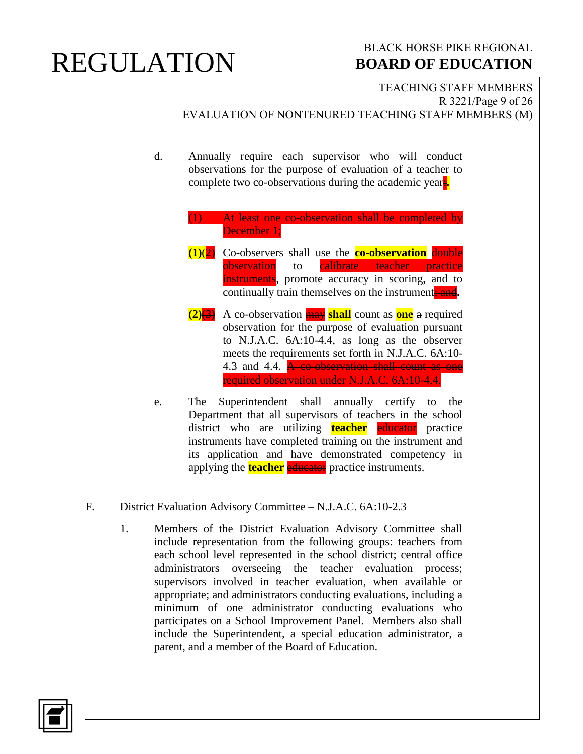d. Annually require each supervisor who will conduct observations for the purpose of evaluation of a teacher to complete two co-observations during the academic year;.

   ~~(1) At least one co-observation shall be completed by December 1;~~

   **(1)**~~(2)~~ Co-observers shall use the **co-observation** ~~double observation~~ to ~~calibrate teacher practice instruments~~, promote accuracy in scoring, and to continually train themselves on the instrument~~; and~~**.**

   **(2)**~~(3)~~ A co-observation ~~may~~ **shall** count as **one** ~~a~~ required observation for the purpose of evaluation pursuant to N.J.A.C. 6A:10-4.4, as long as the observer meets the requirements set forth in N.J.A.C. 6A:10-4.3 and 4.4. ~~A co-observation shall count as one required observation under N.J.A.C. 6A:10-4.4.~~

e. The Superintendent shall annually certify to the Department that all supervisors of teachers in the school district who are utilizing **teacher** ~~educator~~ practice instruments have completed training on the instrument and its application and have demonstrated competency in applying the **teacher** ~~educator~~ practice instruments.

F. District Evaluation Advisory Committee – N.J.A.C. 6A:10-2.3

1. Members of the District Evaluation Advisory Committee shall include representation from the following groups: teachers from each school level represented in the school district; central office administrators overseeing the teacher evaluation process; supervisors involved in teacher evaluation, when available or appropriate; and administrators conducting evaluations, including a minimum of one administrator conducting evaluations who participates on a School Improvement Panel. Members also shall include the Superintendent, a special education administrator, a parent, and a member of the Board of Education.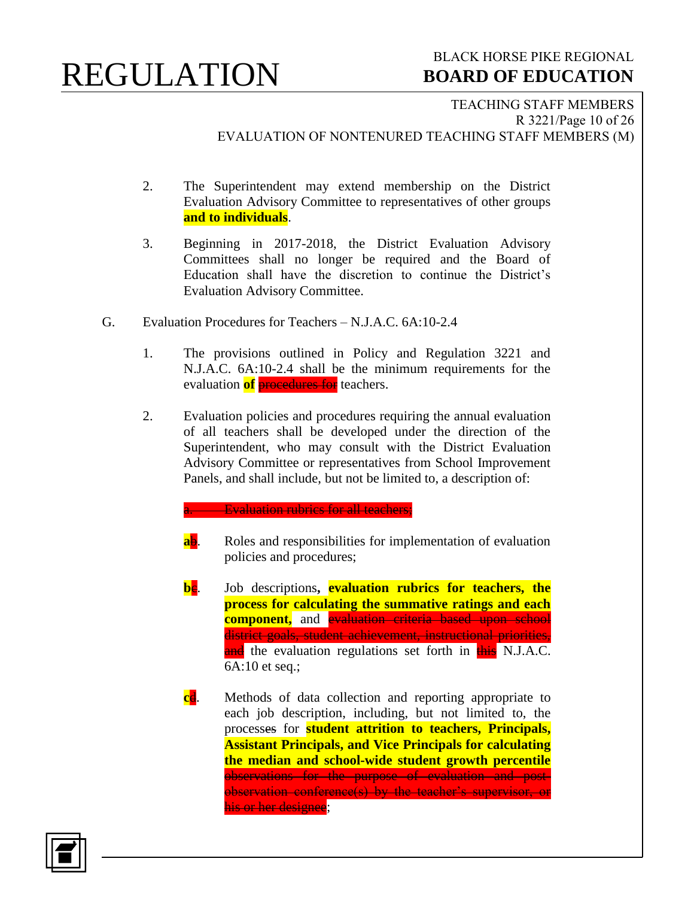2. The Superintendent may extend membership on the District Evaluation Advisory Committee to representatives of other groups **and to individuals**.

3. Beginning in 2017-2018, the District Evaluation Advisory Committees shall no longer be required and the Board of Education shall have the discretion to continue the District's Evaluation Advisory Committee.

G. Evaluation Procedures for Teachers – N.J.A.C. 6A:10-2.4

1. The provisions outlined in Policy and Regulation 3221 and N.J.A.C. 6A:10-2.4 shall be the minimum requirements for the evaluation **of** ~~procedures for~~ teachers.

2. Evaluation policies and procedures requiring the annual evaluation of all teachers shall be developed under the direction of the Superintendent, who may consult with the District Evaluation Advisory Committee or representatives from School Improvement Panels, and shall include, but not be limited to, a description of:

   ~~a. Evaluation rubrics for all teachers;~~

   **a**~~b~~. Roles and responsibilities for implementation of evaluation policies and procedures;

   **b**~~c~~. Job descriptions**, evaluation rubrics for teachers, the process for calculating the summative ratings and each component,** and ~~evaluation criteria based upon school district goals, student achievement, instructional priorities, and~~ the evaluation regulations set forth in ~~this~~ N.J.A.C. 6A:10 et seq.;

   **c**~~d~~. Methods of data collection and reporting appropriate to each job description, including, but not limited to, the process~~es~~ for **student attrition to teachers, Principals, Assistant Principals, and Vice Principals for calculating the median and school-wide student growth percentile** ~~observations for the purpose of evaluation and post-observation conference(s) by the teacher's supervisor, or his or her designee~~;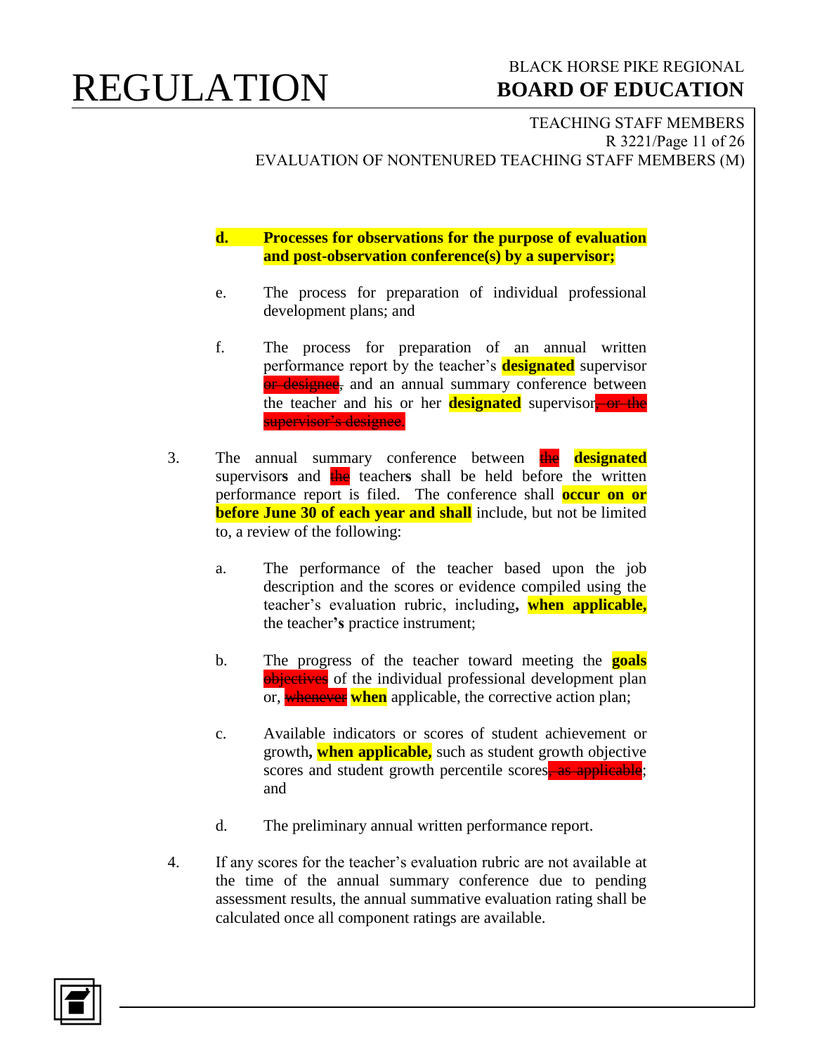d. **Processes for observations for the purpose of evaluation and post-observation conference(s) by a supervisor;**

e. The process for preparation of individual professional development plans; and

f. The process for preparation of an annual written performance report by the teacher's **designated** supervisor ~~or designee~~, and an annual summary conference between the teacher and his or her **designated** supervisor~~, or the supervisor's designee~~.

3. The annual summary conference between ~~the~~ **designated** supervisor**s** and ~~the~~ teacher**s** shall be held before the written performance report is filed. The conference shall **occur on or before June 30 of each year and shall** include, but not be limited to, a review of the following:

   a. The performance of the teacher based upon the job description and the scores or evidence compiled using the teacher's evaluation rubric, including**, when applicable,** the teacher**'s** practice instrument;

   b. The progress of the teacher toward meeting the **goals** ~~objectives~~ of the individual professional development plan or, ~~whenever~~ **when** applicable, the corrective action plan;

   c. Available indicators or scores of student achievement or growth**, when applicable,** such as student growth objective scores and student growth percentile scores~~, as applicable~~; and

   d. The preliminary annual written performance report.

4. If any scores for the teacher's evaluation rubric are not available at the time of the annual summary conference due to pending assessment results, the annual summative evaluation rating shall be calculated once all component ratings are available.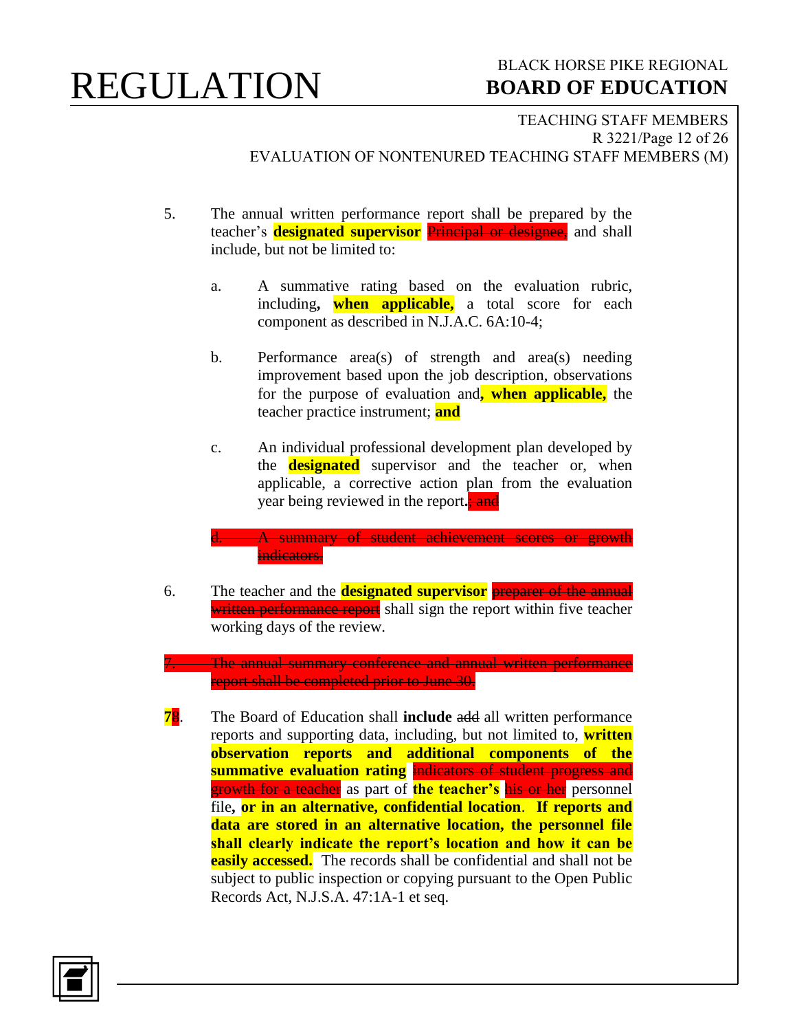5. The annual written performance report shall be prepared by the teacher's **designated supervisor** ~~Principal or designee,~~ and shall include, but not be limited to:

   a. A summative rating based on the evaluation rubric, including**, when applicable,** a total score for each component as described in N.J.A.C. 6A:10-4;

   b. Performance area(s) of strength and area(s) needing improvement based upon the job description, observations for the purpose of evaluation and**, when applicable,** the teacher practice instrument; **and**

   c. An individual professional development plan developed by the **designated** supervisor and the teacher or, when applicable, a corrective action plan from the evaluation year being reviewed in the report**.**~~; and~~

   ~~d. A summary of student achievement scores or growth indicators.~~

6. The teacher and the **designated supervisor** ~~preparer of the annual written performance report~~ shall sign the report within five teacher working days of the review.

~~7. The annual summary conference and annual written performance report shall be completed prior to June 30.~~

**7**~~8~~. The Board of Education shall **include** ~~add~~ all written performance reports and supporting data, including, but not limited to, **written observation reports and additional components of the summative evaluation rating** ~~indicators of student progress and growth for a teacher~~ as part of **the teacher's** ~~his or her~~ personnel file**, or in an alternative, confidential location**. **If reports and data are stored in an alternative location, the personnel file shall clearly indicate the report's location and how it can be easily accessed.** The records shall be confidential and shall not be subject to public inspection or copying pursuant to the Open Public Records Act, N.J.S.A. 47:1A-1 et seq.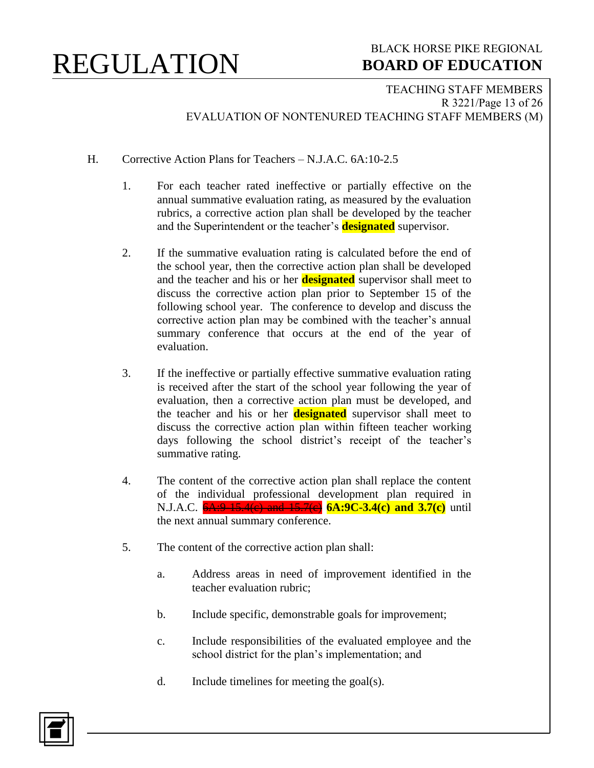H. Corrective Action Plans for Teachers – N.J.A.C. 6A:10-2.5

1. For each teacher rated ineffective or partially effective on the annual summative evaluation rating, as measured by the evaluation rubrics, a corrective action plan shall be developed by the teacher and the Superintendent or the teacher's **designated** supervisor.

2. If the summative evaluation rating is calculated before the end of the school year, then the corrective action plan shall be developed and the teacher and his or her **designated** supervisor shall meet to discuss the corrective action plan prior to September 15 of the following school year. The conference to develop and discuss the corrective action plan may be combined with the teacher's annual summary conference that occurs at the end of the year of evaluation.

3. If the ineffective or partially effective summative evaluation rating is received after the start of the school year following the year of evaluation, then a corrective action plan must be developed, and the teacher and his or her **designated** supervisor shall meet to discuss the corrective action plan within fifteen teacher working days following the school district's receipt of the teacher's summative rating.

4. The content of the corrective action plan shall replace the content of the individual professional development plan required in N.J.A.C. ~~6A:9-15.4(c) and 15.7(c)~~ **6A:9C-3.4(c) and 3.7(c)** until the next annual summary conference.

5. The content of the corrective action plan shall:

   a. Address areas in need of improvement identified in the teacher evaluation rubric;

   b. Include specific, demonstrable goals for improvement;

   c. Include responsibilities of the evaluated employee and the school district for the plan's implementation; and

   d. Include timelines for meeting the goal(s).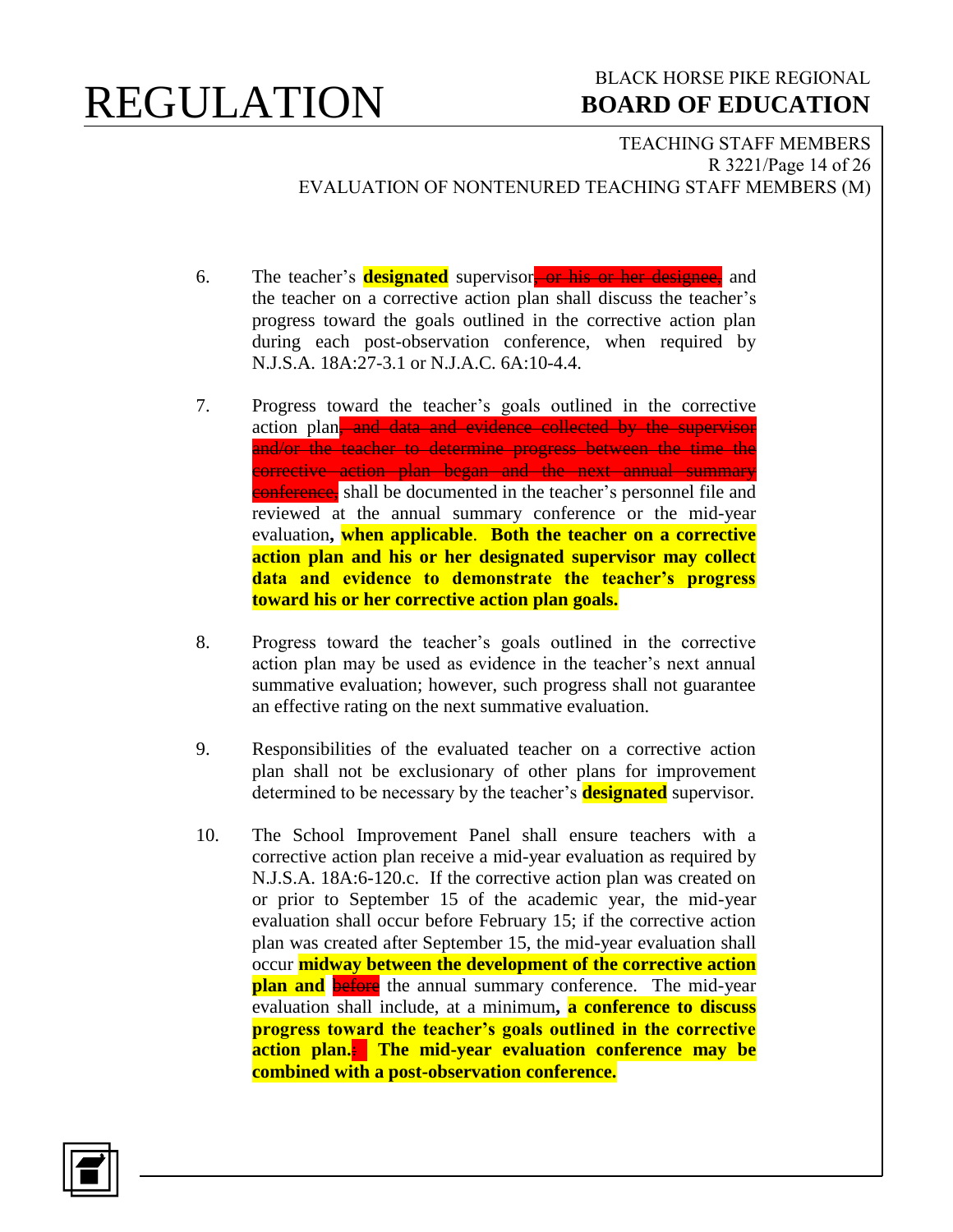6. The teacher's **designated** supervisor~~, or his or her designee,~~ and the teacher on a corrective action plan shall discuss the teacher's progress toward the goals outlined in the corrective action plan during each post-observation conference, when required by N.J.S.A. 18A:27-3.1 or N.J.A.C. 6A:10-4.4.

7. Progress toward the teacher's goals outlined in the corrective action plan~~, and data and evidence collected by the supervisor and/or the teacher to determine progress between the time the corrective action plan began and the next annual summary conference,~~ shall be documented in the teacher's personnel file and reviewed at the annual summary conference or the mid-year evaluation**, when applicable**. **Both the teacher on a corrective action plan and his or her designated supervisor may collect data and evidence to demonstrate the teacher's progress toward his or her corrective action plan goals.**

8. Progress toward the teacher's goals outlined in the corrective action plan may be used as evidence in the teacher's next annual summative evaluation; however, such progress shall not guarantee an effective rating on the next summative evaluation.

9. Responsibilities of the evaluated teacher on a corrective action plan shall not be exclusionary of other plans for improvement determined to be necessary by the teacher's **designated** supervisor.

10. The School Improvement Panel shall ensure teachers with a corrective action plan receive a mid-year evaluation as required by N.J.S.A. 18A:6-120.c. If the corrective action plan was created on or prior to September 15 of the academic year, the mid-year evaluation shall occur before February 15; if the corrective action plan was created after September 15, the mid-year evaluation shall occur **midway between the development of the corrective action plan and** ~~before~~ the annual summary conference. The mid-year evaluation shall include, at a minimum**, a conference to discuss progress toward the teacher's goals outlined in the corrective action plan.**~~:~~ **The mid-year evaluation conference may be combined with a post-observation conference.**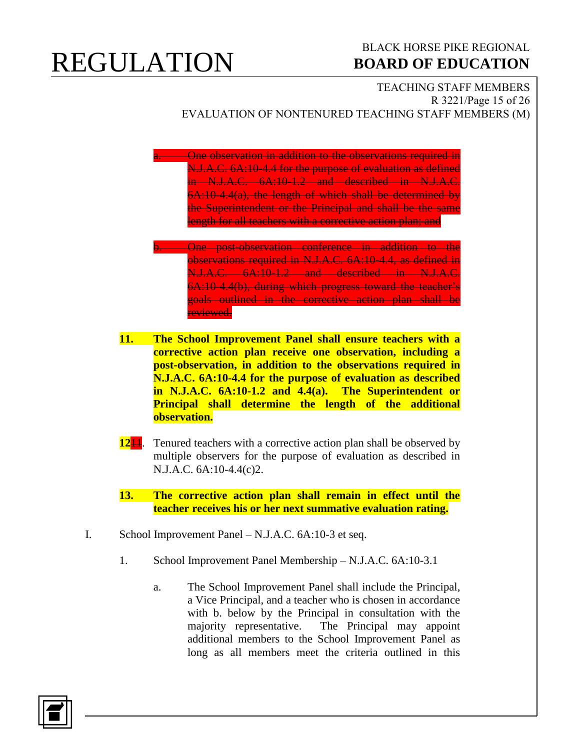a. ~~One observation in addition to the observations required in N.J.A.C. 6A:10-4.4 for the purpose of evaluation as defined in N.J.A.C. 6A:10-1.2 and described in N.J.A.C. 6A:10-4.4(a), the length of which shall be determined by the Superintendent or the Principal and shall be the same length for all teachers with a corrective action plan; and~~

b. ~~One post-observation conference in addition to the observations required in N.J.A.C. 6A:10-4.4, as defined in N.J.A.C. 6A:10-1.2 and described in N.J.A.C. 6A:10-4.4(b), during which progress toward the teacher's goals outlined in the corrective action plan shall be reviewed.~~

**11. The School Improvement Panel shall ensure teachers with a corrective action plan receive one observation, including a post-observation, in addition to the observations required in N.J.A.C. 6A:10-4.4 for the purpose of evaluation as described in N.J.A.C. 6A:10-1.2 and 4.4(a). The Superintendent or Principal shall determine the length of the additional observation.**

**12**~~11~~. Tenured teachers with a corrective action plan shall be observed by multiple observers for the purpose of evaluation as described in N.J.A.C. 6A:10-4.4(c)2.

**13. The corrective action plan shall remain in effect until the teacher receives his or her next summative evaluation rating.**

I. School Improvement Panel – N.J.A.C. 6A:10-3 et seq.

1. School Improvement Panel Membership – N.J.A.C. 6A:10-3.1

a. The School Improvement Panel shall include the Principal, a Vice Principal, and a teacher who is chosen in accordance with b. below by the Principal in consultation with the majority representative. The Principal may appoint additional members to the School Improvement Panel as long as all members meet the criteria outlined in this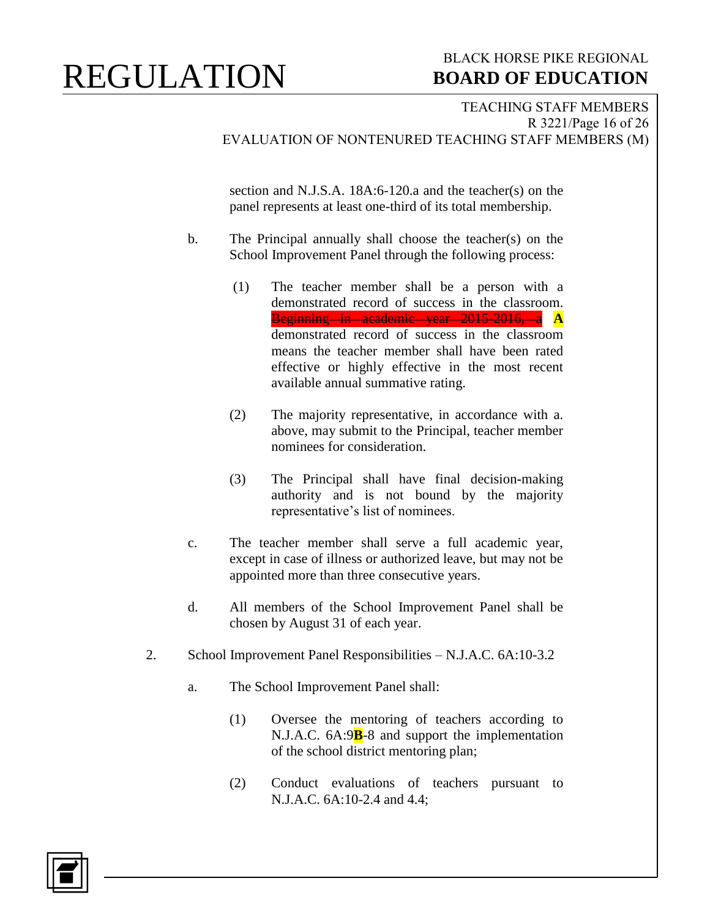section and N.J.S.A. 18A:6-120.a and the teacher(s) on the panel represents at least one-third of its total membership.

b. The Principal annually shall choose the teacher(s) on the School Improvement Panel through the following process:

(1) The teacher member shall be a person with a demonstrated record of success in the classroom. ~~Beginning in academic year 2015-2016, a~~ **A** demonstrated record of success in the classroom means the teacher member shall have been rated effective or highly effective in the most recent available annual summative rating.

(2) The majority representative, in accordance with a. above, may submit to the Principal, teacher member nominees for consideration.

(3) The Principal shall have final decision-making authority and is not bound by the majority representative's list of nominees.

c. The teacher member shall serve a full academic year, except in case of illness or authorized leave, but may not be appointed more than three consecutive years.

d. All members of the School Improvement Panel shall be chosen by August 31 of each year.

2. School Improvement Panel Responsibilities – N.J.A.C. 6A:10-3.2

a. The School Improvement Panel shall:

(1) Oversee the mentoring of teachers according to N.J.A.C. 6A:9**B**-8 and support the implementation of the school district mentoring plan;

(2) Conduct evaluations of teachers pursuant to N.J.A.C. 6A:10-2.4 and 4.4;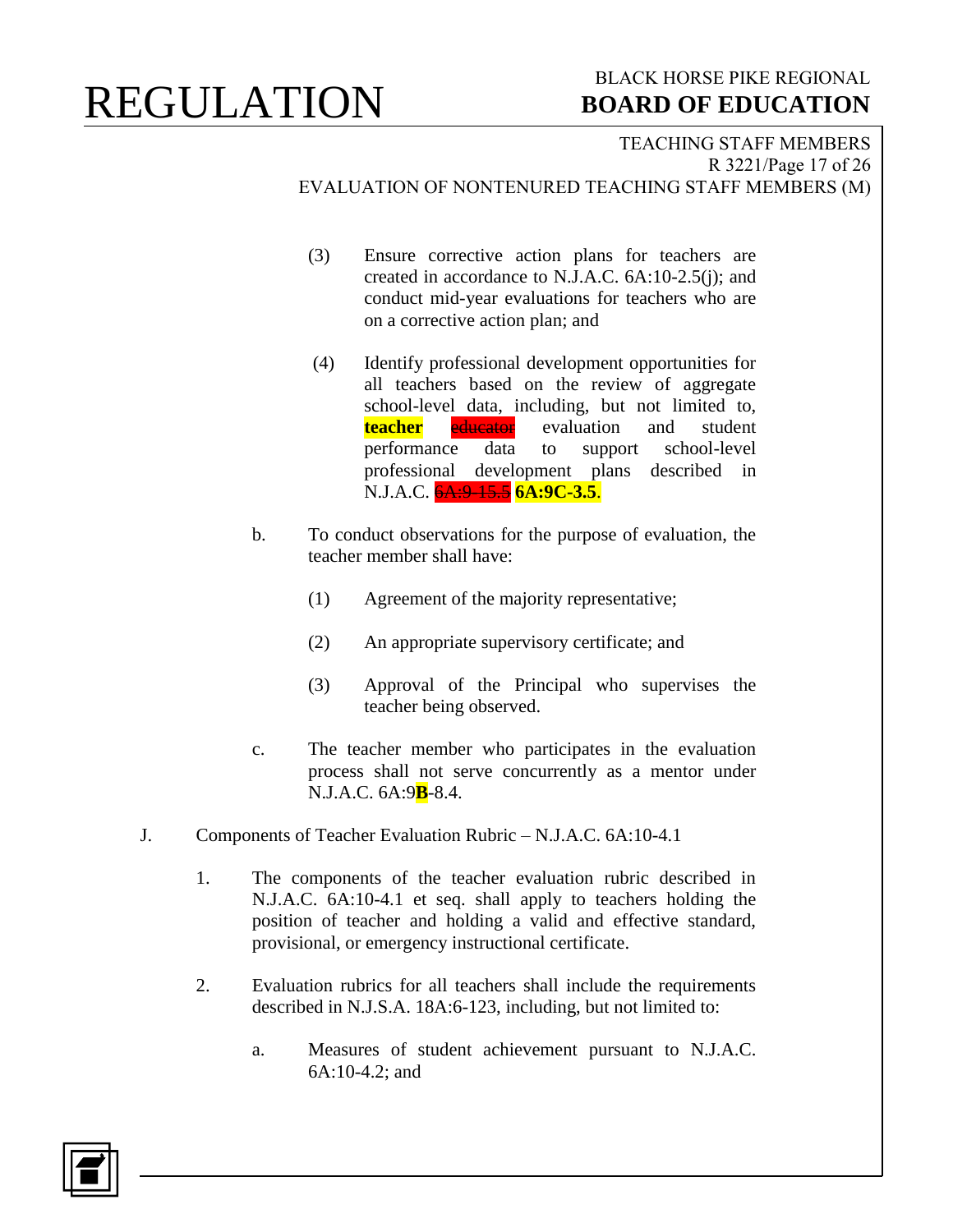(3) Ensure corrective action plans for teachers are created in accordance to N.J.A.C. 6A:10-2.5(j); and conduct mid-year evaluations for teachers who are on a corrective action plan; and

(4) Identify professional development opportunities for all teachers based on the review of aggregate school-level data, including, but not limited to, **teacher** ~~educator~~ evaluation and student performance data to support school-level professional development plans described in N.J.A.C. ~~6A:9-15.5~~ **6A:9C-3.5**.

b. To conduct observations for the purpose of evaluation, the teacher member shall have:

(1) Agreement of the majority representative;

(2) An appropriate supervisory certificate; and

(3) Approval of the Principal who supervises the teacher being observed.

c. The teacher member who participates in the evaluation process shall not serve concurrently as a mentor under N.J.A.C. 6A:9**B**-8.4.

J. Components of Teacher Evaluation Rubric – N.J.A.C. 6A:10-4.1

1. The components of the teacher evaluation rubric described in N.J.A.C. 6A:10-4.1 et seq. shall apply to teachers holding the position of teacher and holding a valid and effective standard, provisional, or emergency instructional certificate.

2. Evaluation rubrics for all teachers shall include the requirements described in N.J.S.A. 18A:6-123, including, but not limited to:

a. Measures of student achievement pursuant to N.J.A.C. 6A:10-4.2; and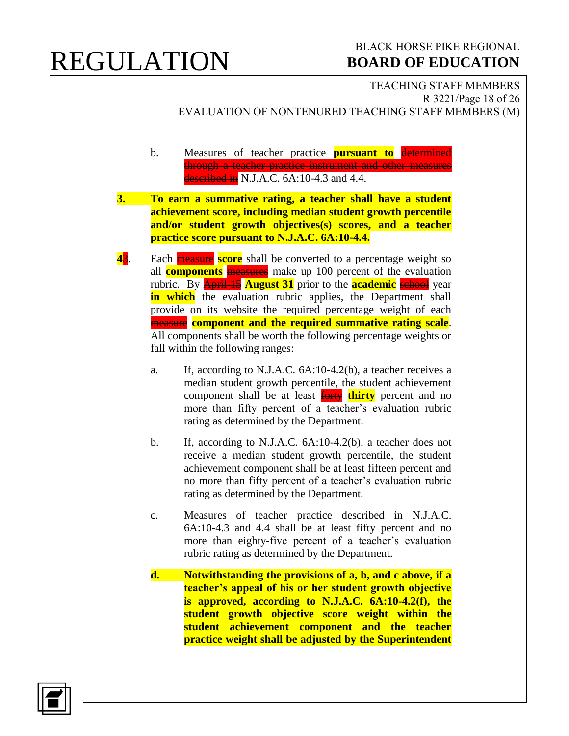b. Measures of teacher practice **pursuant to** ~~determined through a teacher practice instrument and other measures described in~~ N.J.A.C. 6A:10-4.3 and 4.4.

**3. To earn a summative rating, a teacher shall have a student achievement score, including median student growth percentile and/or student growth objectives(s) scores, and a teacher practice score pursuant to N.J.A.C. 6A:10-4.4.**

**4**~~3~~. Each ~~measure~~ **score** shall be converted to a percentage weight so all **components** ~~measures~~ make up 100 percent of the evaluation rubric. By ~~April 15~~ **August 31** prior to the **academic** ~~school~~ year **in which** the evaluation rubric applies, the Department shall provide on its website the required percentage weight of each ~~measure~~ **component and the required summative rating scale**. All components shall be worth the following percentage weights or fall within the following ranges:

a. If, according to N.J.A.C. 6A:10-4.2(b), a teacher receives a median student growth percentile, the student achievement component shall be at least ~~forty~~ **thirty** percent and no more than fifty percent of a teacher's evaluation rubric rating as determined by the Department.

b. If, according to N.J.A.C. 6A:10-4.2(b), a teacher does not receive a median student growth percentile, the student achievement component shall be at least fifteen percent and no more than fifty percent of a teacher's evaluation rubric rating as determined by the Department.

c. Measures of teacher practice described in N.J.A.C. 6A:10-4.3 and 4.4 shall be at least fifty percent and no more than eighty-five percent of a teacher's evaluation rubric rating as determined by the Department.

**d. Notwithstanding the provisions of a, b, and c above, if a teacher's appeal of his or her student growth objective is approved, according to N.J.A.C. 6A:10-4.2(f), the student growth objective score weight within the student achievement component and the teacher practice weight shall be adjusted by the Superintendent**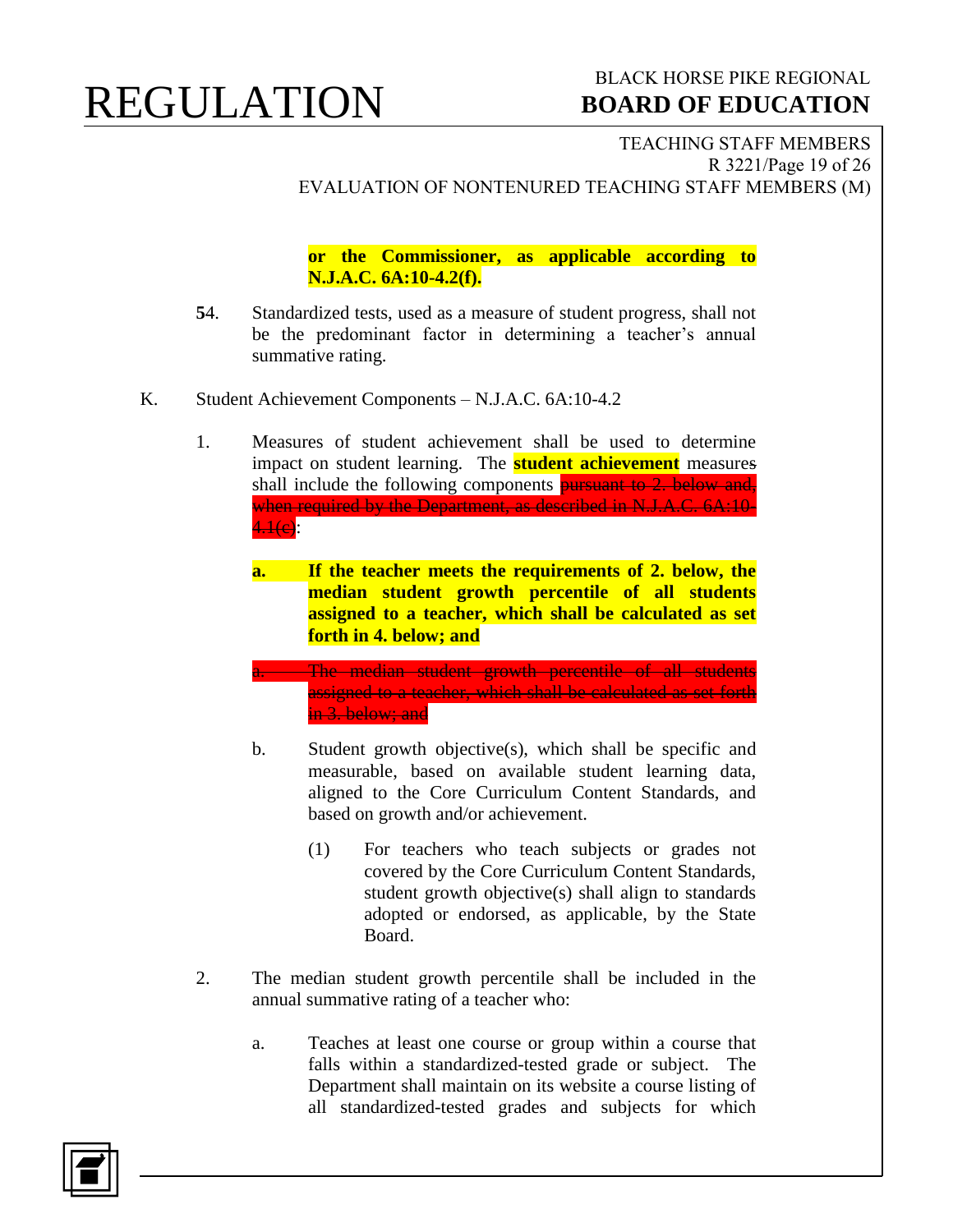or the Commissioner, as applicable according to N.J.A.C. 6A:10-4.2(f).

54. Standardized tests, used as a measure of student progress, shall not be the predominant factor in determining a teacher's annual summative rating.

K. Student Achievement Components – N.J.A.C. 6A:10-4.2

1. Measures of student achievement shall be used to determine impact on student learning. The **student achievement** measures shall include the following components ~~pursuant to 2. below and, when required by the Department, as described in N.J.A.C. 6A:10-4.1(c)~~:

   **a. If the teacher meets the requirements of 2. below, the median student growth percentile of all students assigned to a teacher, which shall be calculated as set forth in 4. below; and**

   ~~a. The median student growth percentile of all students assigned to a teacher, which shall be calculated as set forth in 3. below; and~~

   b. Student growth objective(s), which shall be specific and measurable, based on available student learning data, aligned to the Core Curriculum Content Standards, and based on growth and/or achievement.

      (1) For teachers who teach subjects or grades not covered by the Core Curriculum Content Standards, student growth objective(s) shall align to standards adopted or endorsed, as applicable, by the State Board.

2. The median student growth percentile shall be included in the annual summative rating of a teacher who:

   a. Teaches at least one course or group within a course that falls within a standardized-tested grade or subject. The Department shall maintain on its website a course listing of all standardized-tested grades and subjects for which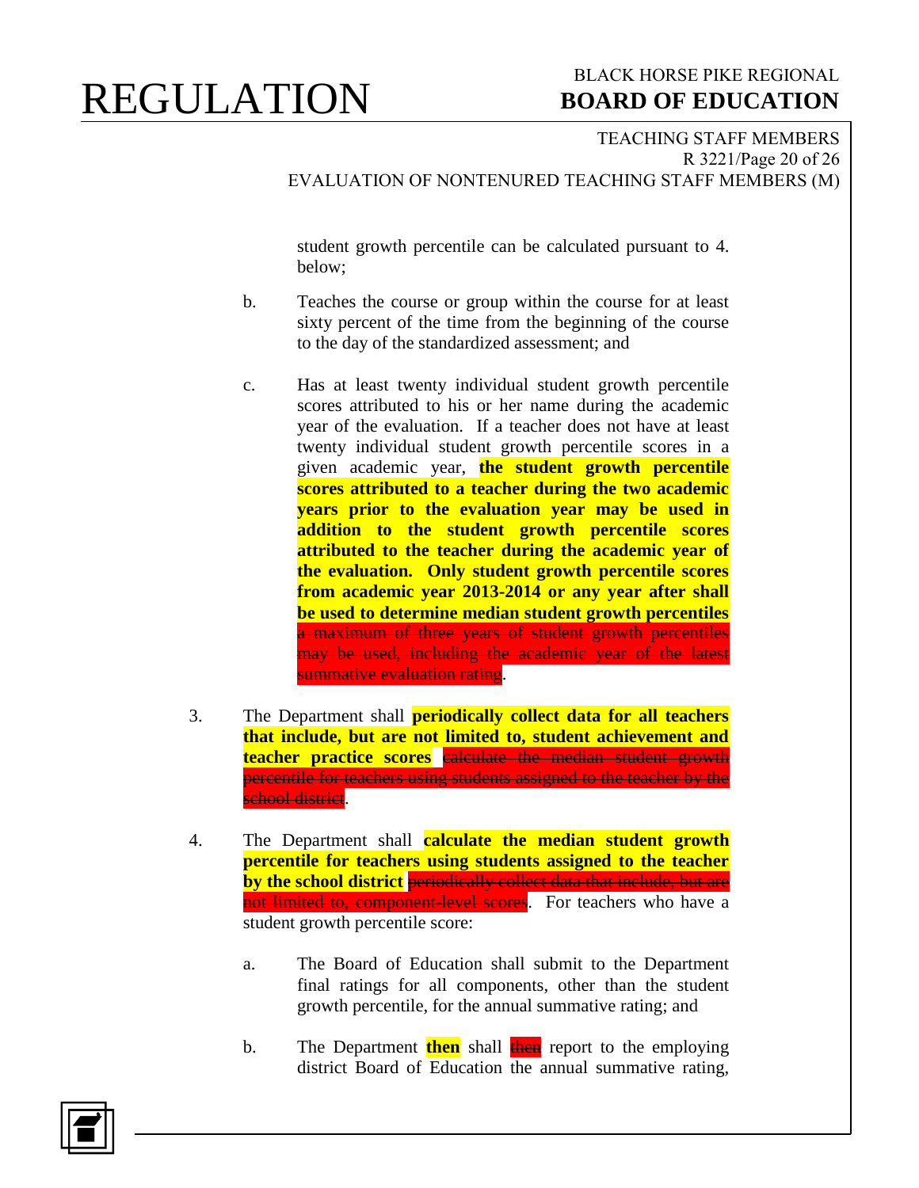student growth percentile can be calculated pursuant to 4. below;

b. Teaches the course or group within the course for at least sixty percent of the time from the beginning of the course to the day of the standardized assessment; and

c. Has at least twenty individual student growth percentile scores attributed to his or her name during the academic year of the evaluation. If a teacher does not have at least twenty individual student growth percentile scores in a given academic year, **the student growth percentile scores attributed to a teacher during the two academic years prior to the evaluation year may be used in addition to the student growth percentile scores attributed to the teacher during the academic year of the evaluation. Only student growth percentile scores from academic year 2013-2014 or any year after shall be used to determine median student growth percentiles** ~~a maximum of three years of student growth percentiles may be used, including the academic year of the latest summative evaluation rating~~.

3. The Department shall **periodically collect data for all teachers that include, but are not limited to, student achievement and teacher practice scores** ~~calculate the median student growth percentile for teachers using students assigned to the teacher by the school district~~.

4. The Department shall **calculate the median student growth percentile for teachers using students assigned to the teacher by the school district** ~~periodically collect data that include, but are not limited to, component-level scores~~. For teachers who have a student growth percentile score:

   a. The Board of Education shall submit to the Department final ratings for all components, other than the student growth percentile, for the annual summative rating; and

   b. The Department **then** shall ~~then~~ report to the employing district Board of Education the annual summative rating,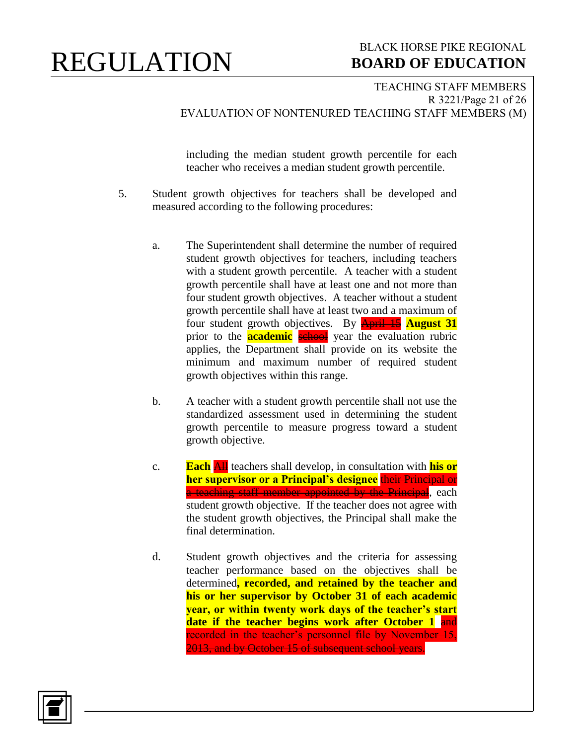including the median student growth percentile for each teacher who receives a median student growth percentile.

5. Student growth objectives for teachers shall be developed and measured according to the following procedures:

   a. The Superintendent shall determine the number of required student growth objectives for teachers, including teachers with a student growth percentile. A teacher with a student growth percentile shall have at least one and not more than four student growth objectives. A teacher without a student growth percentile shall have at least two and a maximum of four student growth objectives. By ~~April 15~~ **August 31** prior to the **academic** ~~school~~ year the evaluation rubric applies, the Department shall provide on its website the minimum and maximum number of required student growth objectives within this range.

   b. A teacher with a student growth percentile shall not use the standardized assessment used in determining the student growth percentile to measure progress toward a student growth objective.

   c. **Each** ~~All~~ teachers shall develop, in consultation with **his or her supervisor or a Principal's designee** ~~their Principal or a teaching staff member appointed by the Principal~~, each student growth objective. If the teacher does not agree with the student growth objectives, the Principal shall make the final determination.

   d. Student growth objectives and the criteria for assessing teacher performance based on the objectives shall be determined**, recorded, and retained by the teacher and his or her supervisor by October 31 of each academic year, or within twenty work days of the teacher's start date if the teacher begins work after October 1** ~~and recorded in the teacher's personnel file by November 15, 2013, and by October 15 of subsequent school years.~~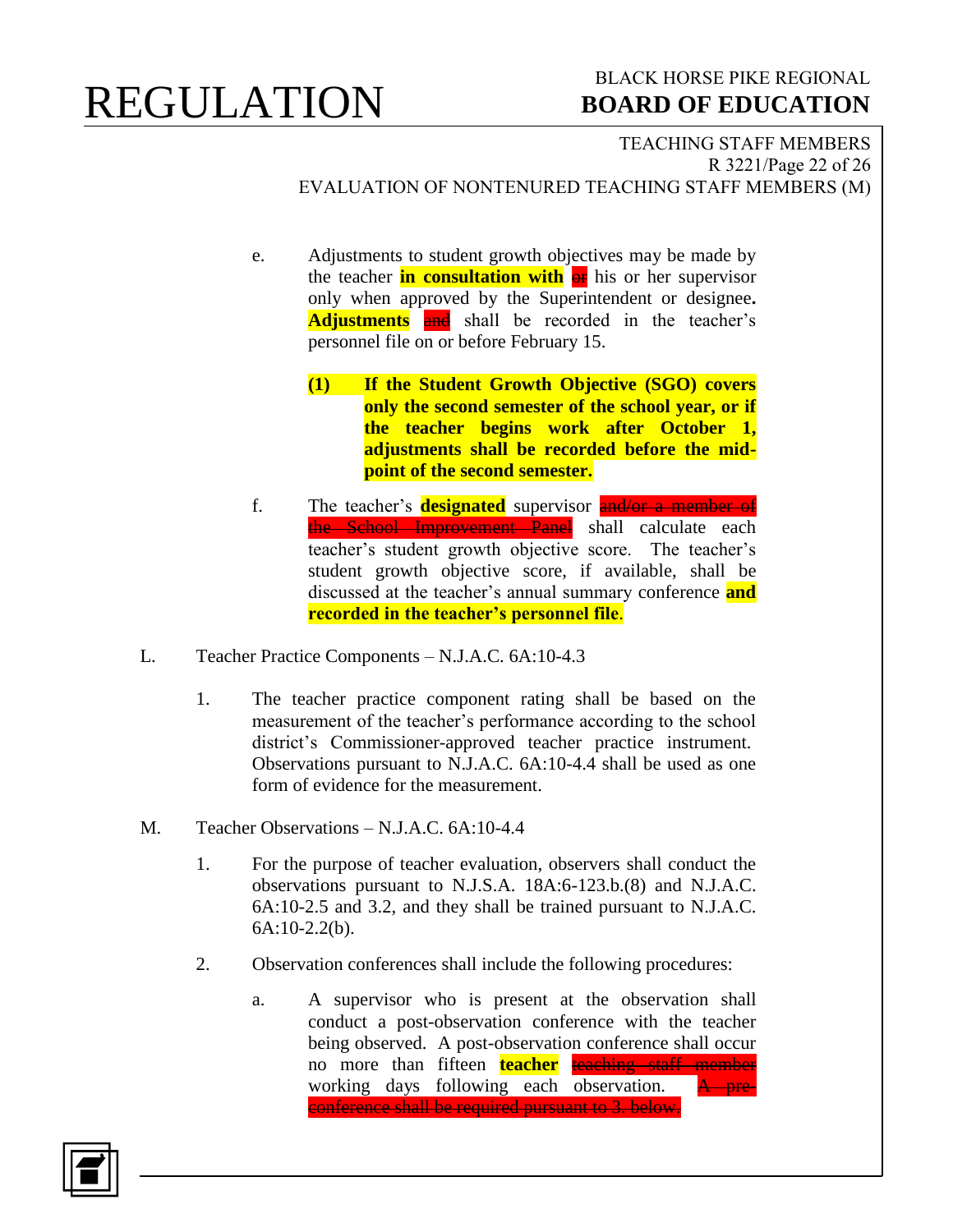e. Adjustments to student growth objectives may be made by the teacher **in consultation with** ~~or~~ his or her supervisor only when approved by the Superintendent or designee**.** **Adjustments** ~~and~~ shall be recorded in the teacher's personnel file on or before February 15.

   **(1) If the Student Growth Objective (SGO) covers only the second semester of the school year, or if the teacher begins work after October 1, adjustments shall be recorded before the mid-point of the second semester.**

f. The teacher's **designated** supervisor ~~and/or a member of the School Improvement Panel~~ shall calculate each teacher's student growth objective score. The teacher's student growth objective score, if available, shall be discussed at the teacher's annual summary conference **and recorded in the teacher's personnel file**.

L. Teacher Practice Components – N.J.A.C. 6A:10-4.3

1. The teacher practice component rating shall be based on the measurement of the teacher's performance according to the school district's Commissioner-approved teacher practice instrument. Observations pursuant to N.J.A.C. 6A:10-4.4 shall be used as one form of evidence for the measurement.

M. Teacher Observations – N.J.A.C. 6A:10-4.4

1. For the purpose of teacher evaluation, observers shall conduct the observations pursuant to N.J.S.A. 18A:6-123.b.(8) and N.J.A.C. 6A:10-2.5 and 3.2, and they shall be trained pursuant to N.J.A.C. 6A:10-2.2(b).

2. Observation conferences shall include the following procedures:

   a. A supervisor who is present at the observation shall conduct a post-observation conference with the teacher being observed. A post-observation conference shall occur no more than fifteen **teacher** ~~teaching staff member~~ working days following each observation. ~~A pre-conference shall be required pursuant to 3. below.~~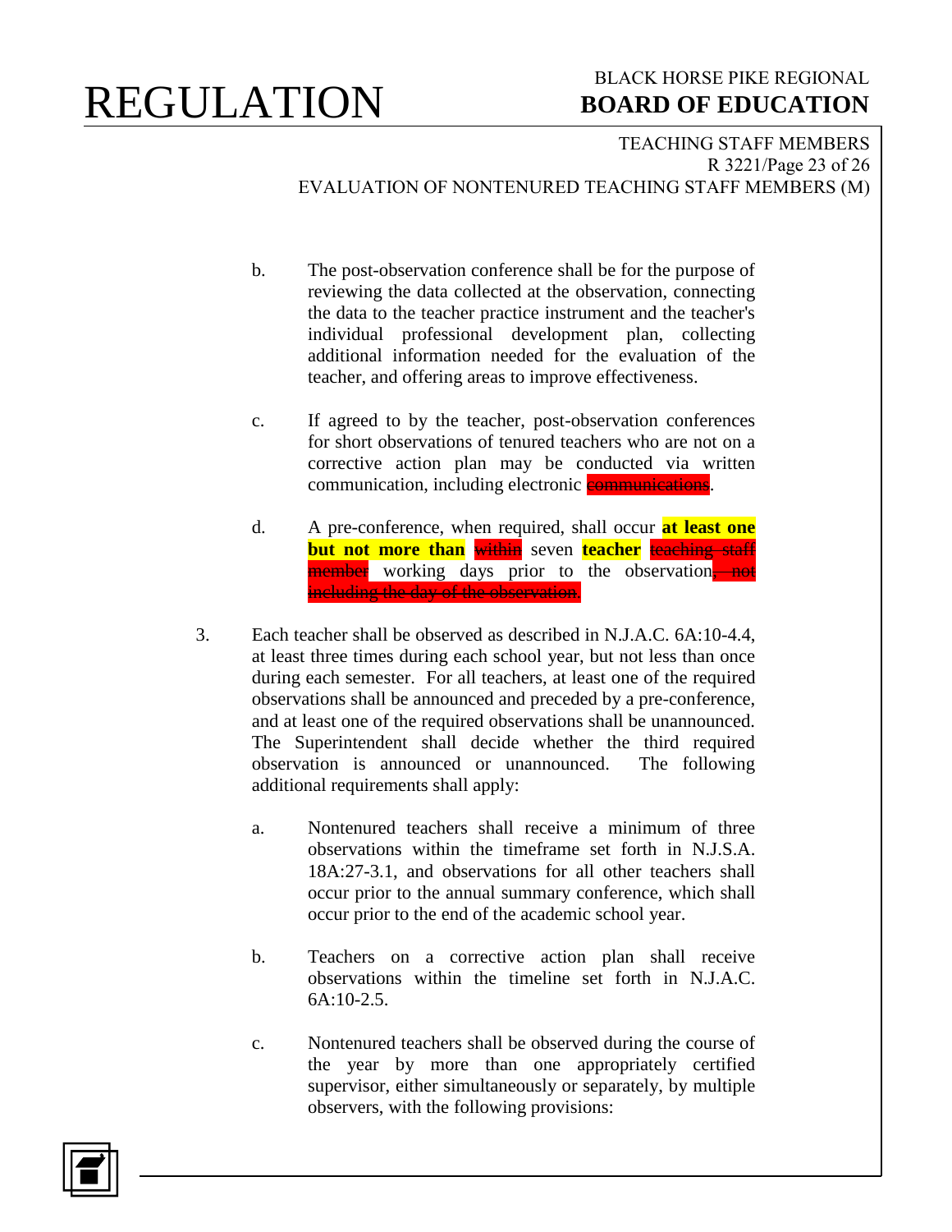b. The post-observation conference shall be for the purpose of reviewing the data collected at the observation, connecting the data to the teacher practice instrument and the teacher's individual professional development plan, collecting additional information needed for the evaluation of the teacher, and offering areas to improve effectiveness.

c. If agreed to by the teacher, post-observation conferences for short observations of tenured teachers who are not on a corrective action plan may be conducted via written communication, including electronic ~~communications~~.

d. A pre-conference, when required, shall occur **at least one but not more than** ~~within~~ seven **teacher** ~~teaching staff member~~ working days prior to the observation~~, not including the day of the observation~~.

3. Each teacher shall be observed as described in N.J.A.C. 6A:10-4.4, at least three times during each school year, but not less than once during each semester. For all teachers, at least one of the required observations shall be announced and preceded by a pre-conference, and at least one of the required observations shall be unannounced. The Superintendent shall decide whether the third required observation is announced or unannounced. The following additional requirements shall apply:

   a. Nontenured teachers shall receive a minimum of three observations within the timeframe set forth in N.J.S.A. 18A:27-3.1, and observations for all other teachers shall occur prior to the annual summary conference, which shall occur prior to the end of the academic school year.

   b. Teachers on a corrective action plan shall receive observations within the timeline set forth in N.J.A.C. 6A:10-2.5.

   c. Nontenured teachers shall be observed during the course of the year by more than one appropriately certified supervisor, either simultaneously or separately, by multiple observers, with the following provisions: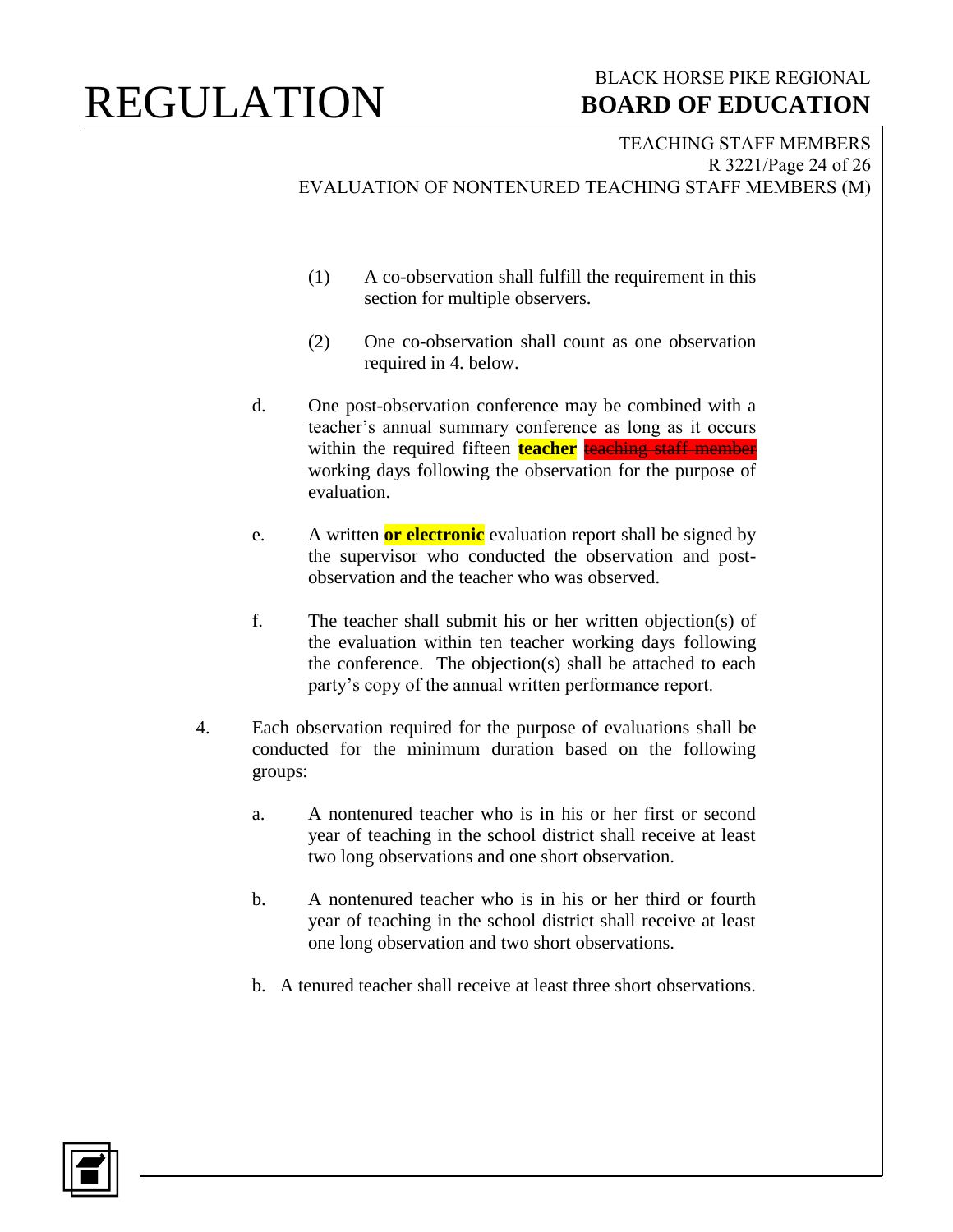(1) A co-observation shall fulfill the requirement in this section for multiple observers.

(2) One co-observation shall count as one observation required in 4. below.

d. One post-observation conference may be combined with a teacher's annual summary conference as long as it occurs within the required fifteen **teacher** ~~teaching staff member~~ working days following the observation for the purpose of evaluation.

e. A written **or electronic** evaluation report shall be signed by the supervisor who conducted the observation and post-observation and the teacher who was observed.

f. The teacher shall submit his or her written objection(s) of the evaluation within ten teacher working days following the conference. The objection(s) shall be attached to each party's copy of the annual written performance report.

4. Each observation required for the purpose of evaluations shall be conducted for the minimum duration based on the following groups:

a. A nontenured teacher who is in his or her first or second year of teaching in the school district shall receive at least two long observations and one short observation.

b. A nontenured teacher who is in his or her third or fourth year of teaching in the school district shall receive at least one long observation and two short observations.

b. A tenured teacher shall receive at least three short observations.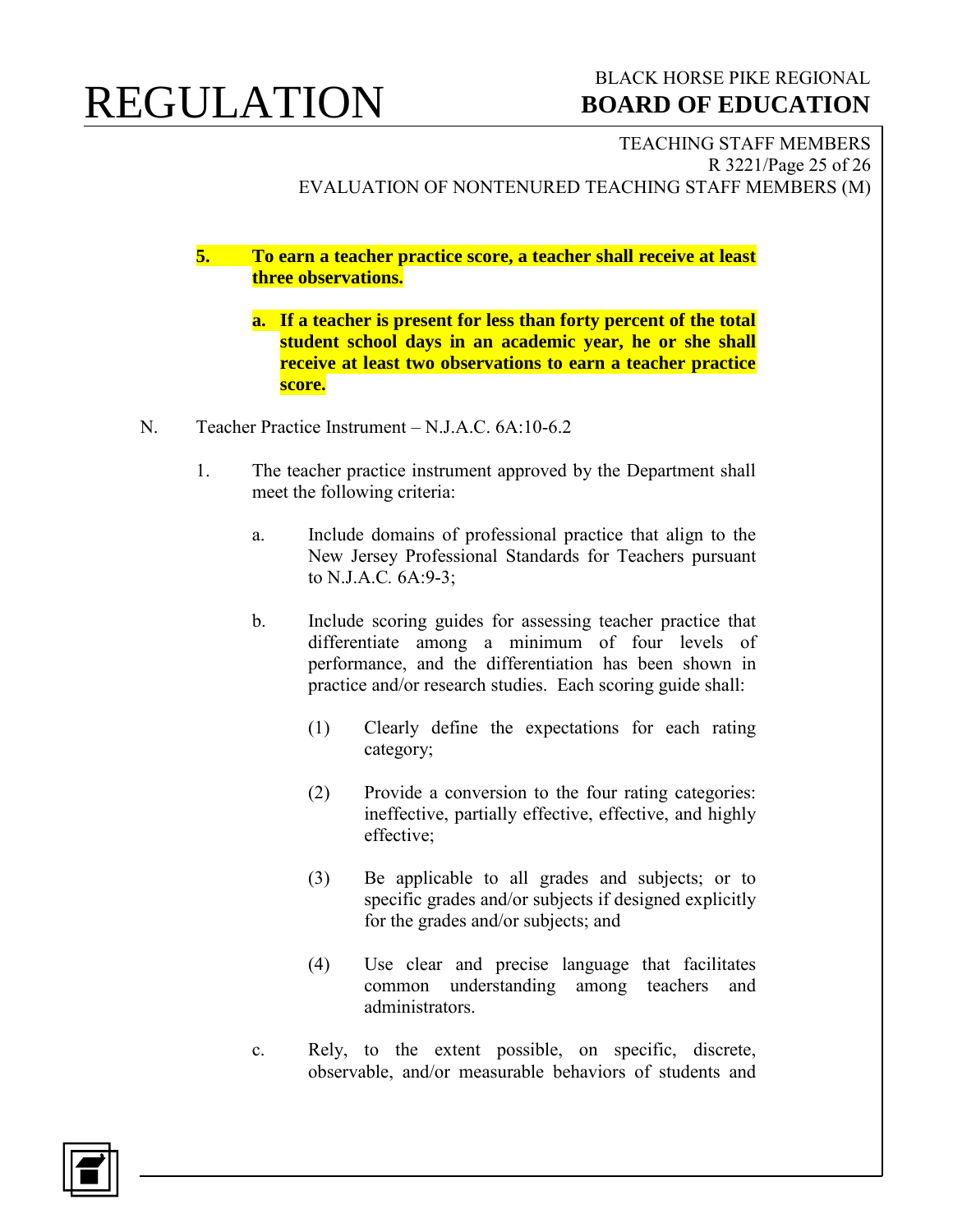**5. To earn a teacher practice score, a teacher shall receive at least three observations.**

   **a. If a teacher is present for less than forty percent of the total student school days in an academic year, he or she shall receive at least two observations to earn a teacher practice score.**

N. Teacher Practice Instrument – N.J.A.C. 6A:10-6.2

   1. The teacher practice instrument approved by the Department shall meet the following criteria:

      a. Include domains of professional practice that align to the New Jersey Professional Standards for Teachers pursuant to N.J.A.C. 6A:9-3;

      b. Include scoring guides for assessing teacher practice that differentiate among a minimum of four levels of performance, and the differentiation has been shown in practice and/or research studies. Each scoring guide shall:

         (1) Clearly define the expectations for each rating category;

         (2) Provide a conversion to the four rating categories: ineffective, partially effective, effective, and highly effective;

         (3) Be applicable to all grades and subjects; or to specific grades and/or subjects if designed explicitly for the grades and/or subjects; and

         (4) Use clear and precise language that facilitates common understanding among teachers and administrators.

      c. Rely, to the extent possible, on specific, discrete, observable, and/or measurable behaviors of students and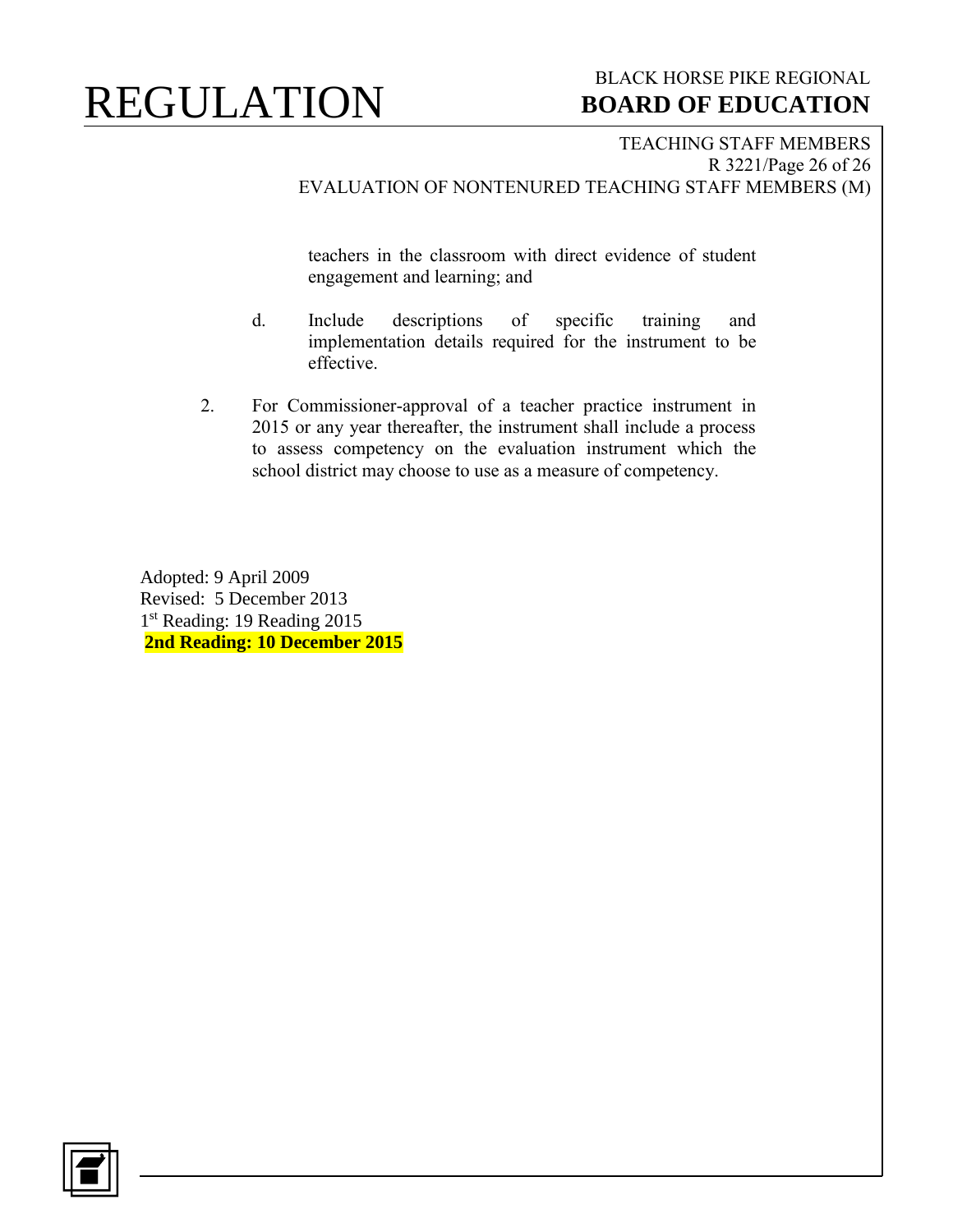teachers in the classroom with direct evidence of student engagement and learning; and

d. Include descriptions of specific training and implementation details required for the instrument to be effective.

2. For Commissioner-approval of a teacher practice instrument in 2015 or any year thereafter, the instrument shall include a process to assess competency on the evaluation instrument which the school district may choose to use as a measure of competency.

Adopted: 9 April 2009
Revised: 5 December 2013
1st Reading: 19 Reading 2015
**2nd Reading: 10 December 2015**